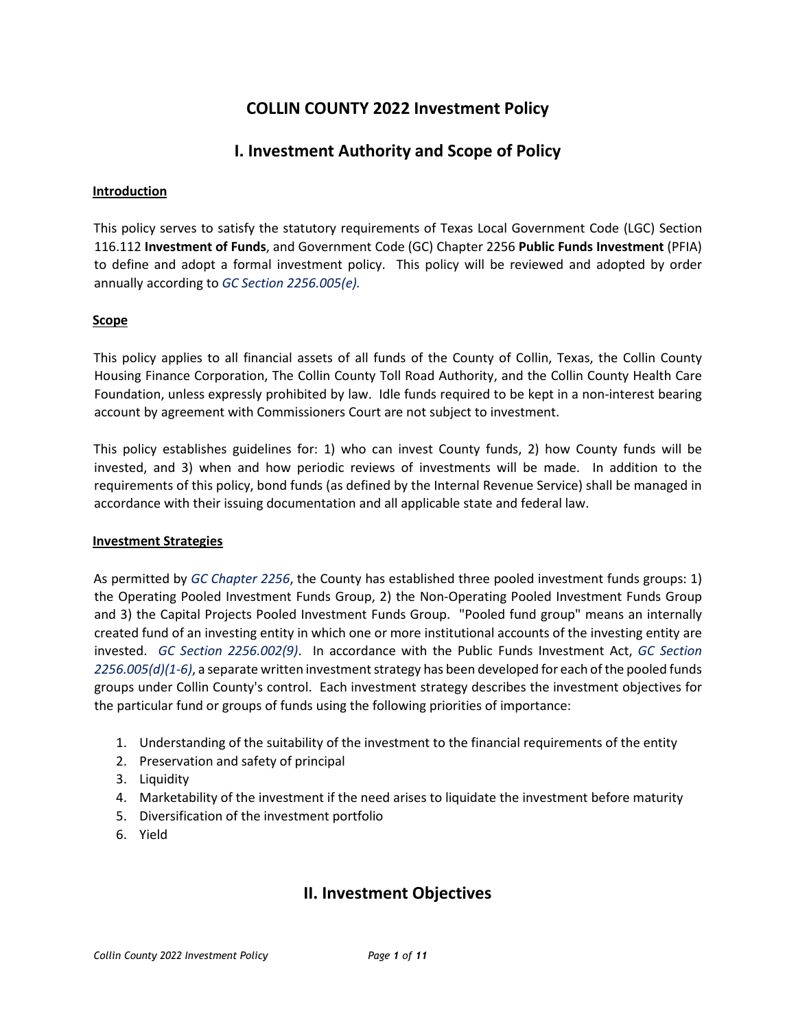# COLLIN COUNTY 2022 Investment Policy

## I. Investment Authority and Scope of Policy

**Introduction**

This policy serves to satisfy the statutory requirements of Texas Local Government Code (LGC) Section 116.112 **Investment of Funds**, and Government Code (GC) Chapter 2256 **Public Funds Investment** (PFIA) to define and adopt a formal investment policy. This policy will be reviewed and adopted by order annually according to *GC Section 2256.005(e).*

**Scope**

This policy applies to all financial assets of all funds of the County of Collin, Texas, the Collin County Housing Finance Corporation, The Collin County Toll Road Authority, and the Collin County Health Care Foundation, unless expressly prohibited by law. Idle funds required to be kept in a non-interest bearing account by agreement with Commissioners Court are not subject to investment.

This policy establishes guidelines for: 1) who can invest County funds, 2) how County funds will be invested, and 3) when and how periodic reviews of investments will be made. In addition to the requirements of this policy, bond funds (as defined by the Internal Revenue Service) shall be managed in accordance with their issuing documentation and all applicable state and federal law.

**Investment Strategies**

As permitted by *GC Chapter 2256*, the County has established three pooled investment funds groups: 1) the Operating Pooled Investment Funds Group, 2) the Non-Operating Pooled Investment Funds Group and 3) the Capital Projects Pooled Investment Funds Group. "Pooled fund group" means an internally created fund of an investing entity in which one or more institutional accounts of the investing entity are invested. *GC Section 2256.002(9)*. In accordance with the Public Funds Investment Act, *GC Section 2256.005(d)(1-6)*, a separate written investment strategy has been developed for each of the pooled funds groups under Collin County's control. Each investment strategy describes the investment objectives for the particular fund or groups of funds using the following priorities of importance:

1. Understanding of the suitability of the investment to the financial requirements of the entity
2. Preservation and safety of principal
3. Liquidity
4. Marketability of the investment if the need arises to liquidate the investment before maturity
5. Diversification of the investment portfolio
6. Yield

## II. Investment Objectives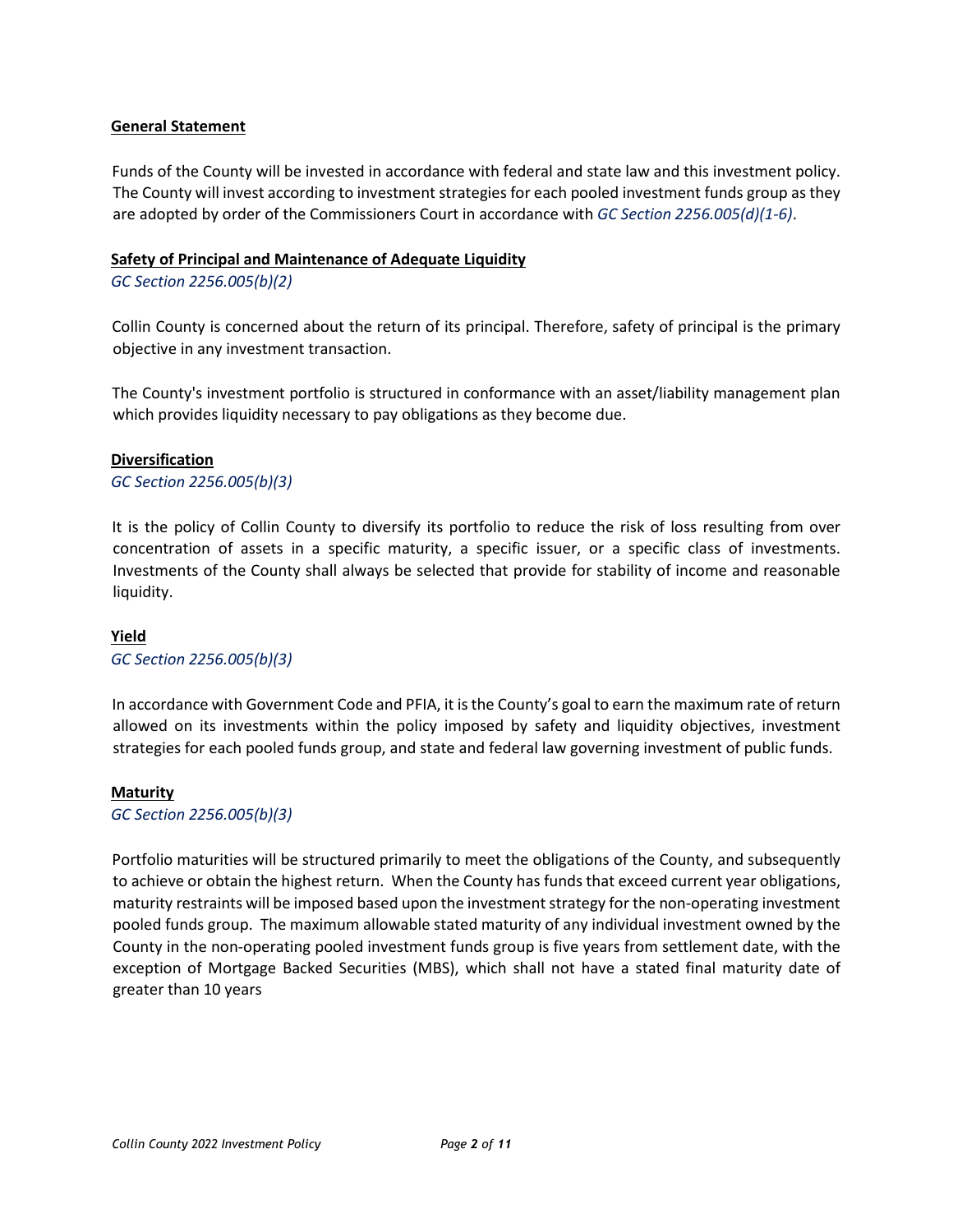**General Statement**

Funds of the County will be invested in accordance with federal and state law and this investment policy. The County will invest according to investment strategies for each pooled investment funds group as they are adopted by order of the Commissioners Court in accordance with *GC Section 2256.005(d)(1-6)*.

**Safety of Principal and Maintenance of Adequate Liquidity**

*GC Section 2256.005(b)(2)*

Collin County is concerned about the return of its principal. Therefore, safety of principal is the primary objective in any investment transaction.

The County's investment portfolio is structured in conformance with an asset/liability management plan which provides liquidity necessary to pay obligations as they become due.

**Diversification**

*GC Section 2256.005(b)(3)*

It is the policy of Collin County to diversify its portfolio to reduce the risk of loss resulting from over concentration of assets in a specific maturity, a specific issuer, or a specific class of investments. Investments of the County shall always be selected that provide for stability of income and reasonable liquidity.

**Yield**

*GC Section 2256.005(b)(3)*

In accordance with Government Code and PFIA, it is the County's goal to earn the maximum rate of return allowed on its investments within the policy imposed by safety and liquidity objectives, investment strategies for each pooled funds group, and state and federal law governing investment of public funds.

**Maturity**

*GC Section 2256.005(b)(3)*

Portfolio maturities will be structured primarily to meet the obligations of the County, and subsequently to achieve or obtain the highest return. When the County has funds that exceed current year obligations, maturity restraints will be imposed based upon the investment strategy for the non-operating investment pooled funds group. The maximum allowable stated maturity of any individual investment owned by the County in the non-operating pooled investment funds group is five years from settlement date, with the exception of Mortgage Backed Securities (MBS), which shall not have a stated final maturity date of greater than 10 years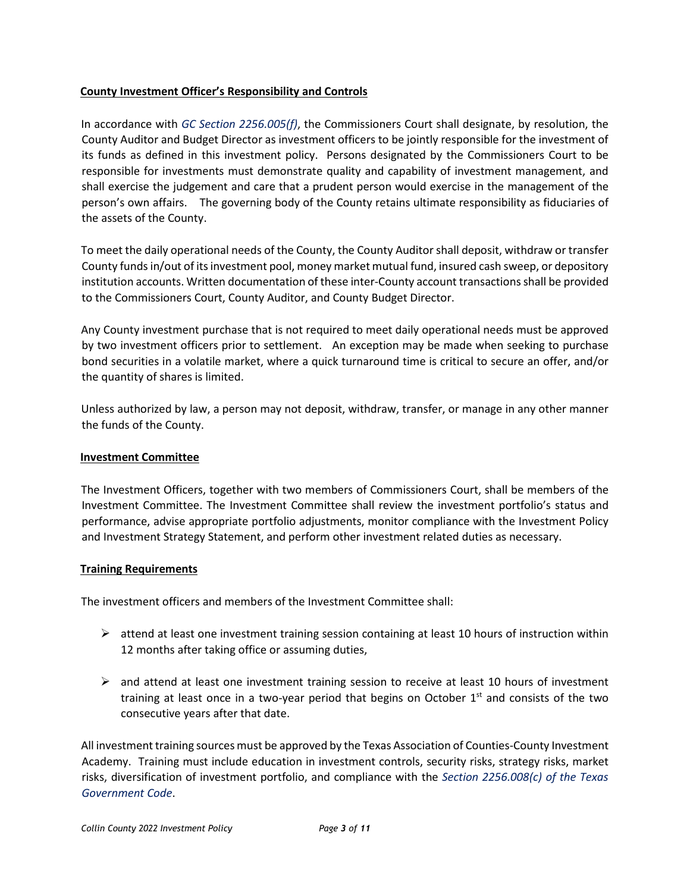## County Investment Officer's Responsibility and Controls

In accordance with *GC Section 2256.005(f)*, the Commissioners Court shall designate, by resolution, the County Auditor and Budget Director as investment officers to be jointly responsible for the investment of its funds as defined in this investment policy. Persons designated by the Commissioners Court to be responsible for investments must demonstrate quality and capability of investment management, and shall exercise the judgement and care that a prudent person would exercise in the management of the person's own affairs. The governing body of the County retains ultimate responsibility as fiduciaries of the assets of the County.

To meet the daily operational needs of the County, the County Auditor shall deposit, withdraw or transfer County funds in/out of its investment pool, money market mutual fund, insured cash sweep, or depository institution accounts. Written documentation of these inter-County account transactions shall be provided to the Commissioners Court, County Auditor, and County Budget Director.

Any County investment purchase that is not required to meet daily operational needs must be approved by two investment officers prior to settlement. An exception may be made when seeking to purchase bond securities in a volatile market, where a quick turnaround time is critical to secure an offer, and/or the quantity of shares is limited.

Unless authorized by law, a person may not deposit, withdraw, transfer, or manage in any other manner the funds of the County.

## Investment Committee

The Investment Officers, together with two members of Commissioners Court, shall be members of the Investment Committee. The Investment Committee shall review the investment portfolio's status and performance, advise appropriate portfolio adjustments, monitor compliance with the Investment Policy and Investment Strategy Statement, and perform other investment related duties as necessary.

## Training Requirements

The investment officers and members of the Investment Committee shall:

- attend at least one investment training session containing at least 10 hours of instruction within 12 months after taking office or assuming duties,
- and attend at least one investment training session to receive at least 10 hours of investment training at least once in a two-year period that begins on October 1st and consists of the two consecutive years after that date.

All investment training sources must be approved by the Texas Association of Counties-County Investment Academy. Training must include education in investment controls, security risks, strategy risks, market risks, diversification of investment portfolio, and compliance with the *Section 2256.008(c) of the Texas Government Code*.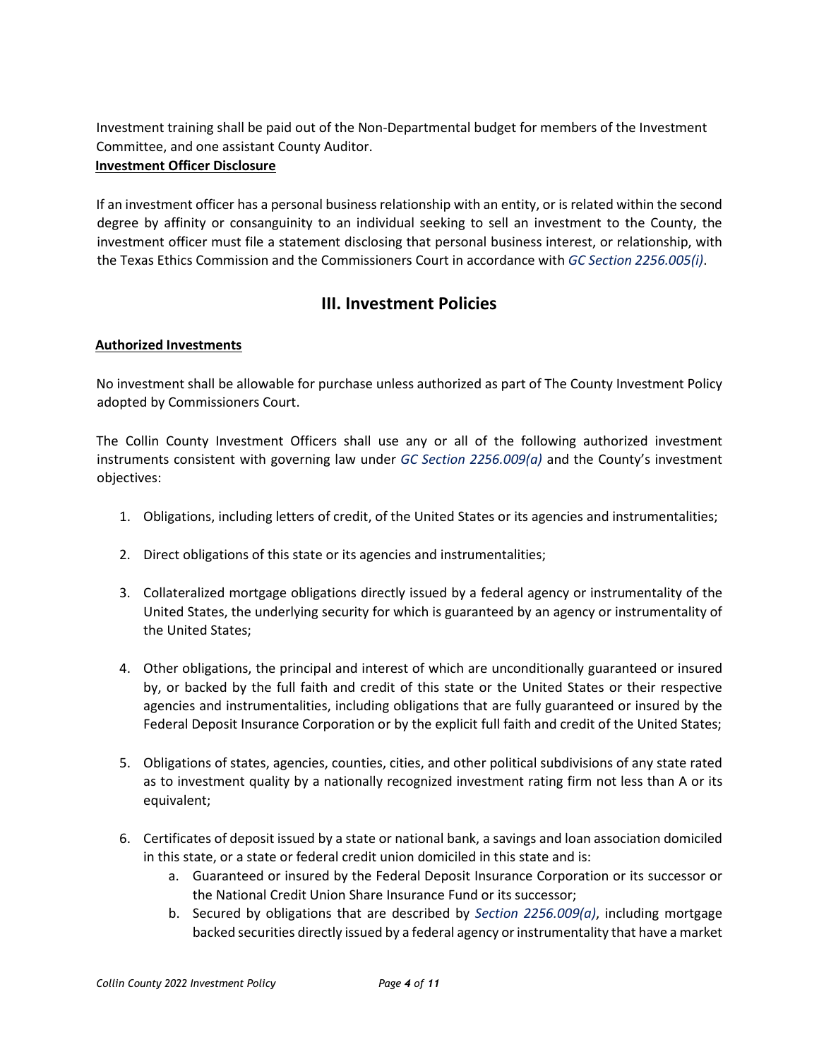Investment training shall be paid out of the Non-Departmental budget for members of the Investment Committee, and one assistant County Auditor.

**Investment Officer Disclosure**

If an investment officer has a personal business relationship with an entity, or is related within the second degree by affinity or consanguinity to an individual seeking to sell an investment to the County, the investment officer must file a statement disclosing that personal business interest, or relationship, with the Texas Ethics Commission and the Commissioners Court in accordance with *GC Section 2256.005(i)*.

## III. Investment Policies

**Authorized Investments**

No investment shall be allowable for purchase unless authorized as part of The County Investment Policy adopted by Commissioners Court.

The Collin County Investment Officers shall use any or all of the following authorized investment instruments consistent with governing law under *GC Section 2256.009(a)* and the County's investment objectives:

1. Obligations, including letters of credit, of the United States or its agencies and instrumentalities;
2. Direct obligations of this state or its agencies and instrumentalities;
3. Collateralized mortgage obligations directly issued by a federal agency or instrumentality of the United States, the underlying security for which is guaranteed by an agency or instrumentality of the United States;
4. Other obligations, the principal and interest of which are unconditionally guaranteed or insured by, or backed by the full faith and credit of this state or the United States or their respective agencies and instrumentalities, including obligations that are fully guaranteed or insured by the Federal Deposit Insurance Corporation or by the explicit full faith and credit of the United States;
5. Obligations of states, agencies, counties, cities, and other political subdivisions of any state rated as to investment quality by a nationally recognized investment rating firm not less than A or its equivalent;
6. Certificates of deposit issued by a state or national bank, a savings and loan association domiciled in this state, or a state or federal credit union domiciled in this state and is:
    a. Guaranteed or insured by the Federal Deposit Insurance Corporation or its successor or the National Credit Union Share Insurance Fund or its successor;
    b. Secured by obligations that are described by *Section 2256.009(a)*, including mortgage backed securities directly issued by a federal agency or instrumentality that have a market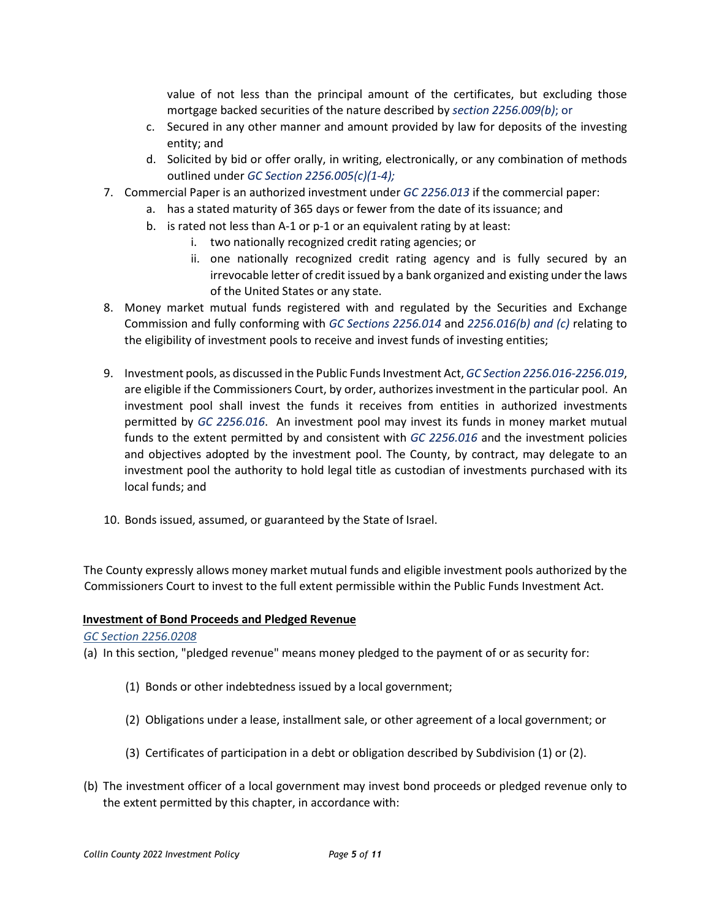value of not less than the principal amount of the certificates, but excluding those mortgage backed securities of the nature described by *section 2256.009(b)*; or

  c. Secured in any other manner and amount provided by law for deposits of the investing entity; and
  d. Solicited by bid or offer orally, in writing, electronically, or any combination of methods outlined under *GC Section 2256.005(c)(1-4);*

7. Commercial Paper is an authorized investment under *GC 2256.013* if the commercial paper:
   a. has a stated maturity of 365 days or fewer from the date of its issuance; and
   b. is rated not less than A-1 or p-1 or an equivalent rating by at least:
      i. two nationally recognized credit rating agencies; or
      ii. one nationally recognized credit rating agency and is fully secured by an irrevocable letter of credit issued by a bank organized and existing under the laws of the United States or any state.
8. Money market mutual funds registered with and regulated by the Securities and Exchange Commission and fully conforming with *GC Sections 2256.014* and *2256.016(b) and (c)* relating to the eligibility of investment pools to receive and invest funds of investing entities;

9. Investment pools, as discussed in the Public Funds Investment Act, *GC Section 2256.016-2256.019*, are eligible if the Commissioners Court, by order, authorizes investment in the particular pool. An investment pool shall invest the funds it receives from entities in authorized investments permitted by *GC 2256.016*. An investment pool may invest its funds in money market mutual funds to the extent permitted by and consistent with *GC 2256.016* and the investment policies and objectives adopted by the investment pool. The County, by contract, may delegate to an investment pool the authority to hold legal title as custodian of investments purchased with its local funds; and

10. Bonds issued, assumed, or guaranteed by the State of Israel.

The County expressly allows money market mutual funds and eligible investment pools authorized by the Commissioners Court to invest to the full extent permissible within the Public Funds Investment Act.

**Investment of Bond Proceeds and Pledged Revenue**

*GC Section 2256.0208*

(a) In this section, "pledged revenue" means money pledged to the payment of or as security for:

  (1) Bonds or other indebtedness issued by a local government;

  (2) Obligations under a lease, installment sale, or other agreement of a local government; or

  (3) Certificates of participation in a debt or obligation described by Subdivision (1) or (2).

(b) The investment officer of a local government may invest bond proceeds or pledged revenue only to the extent permitted by this chapter, in accordance with: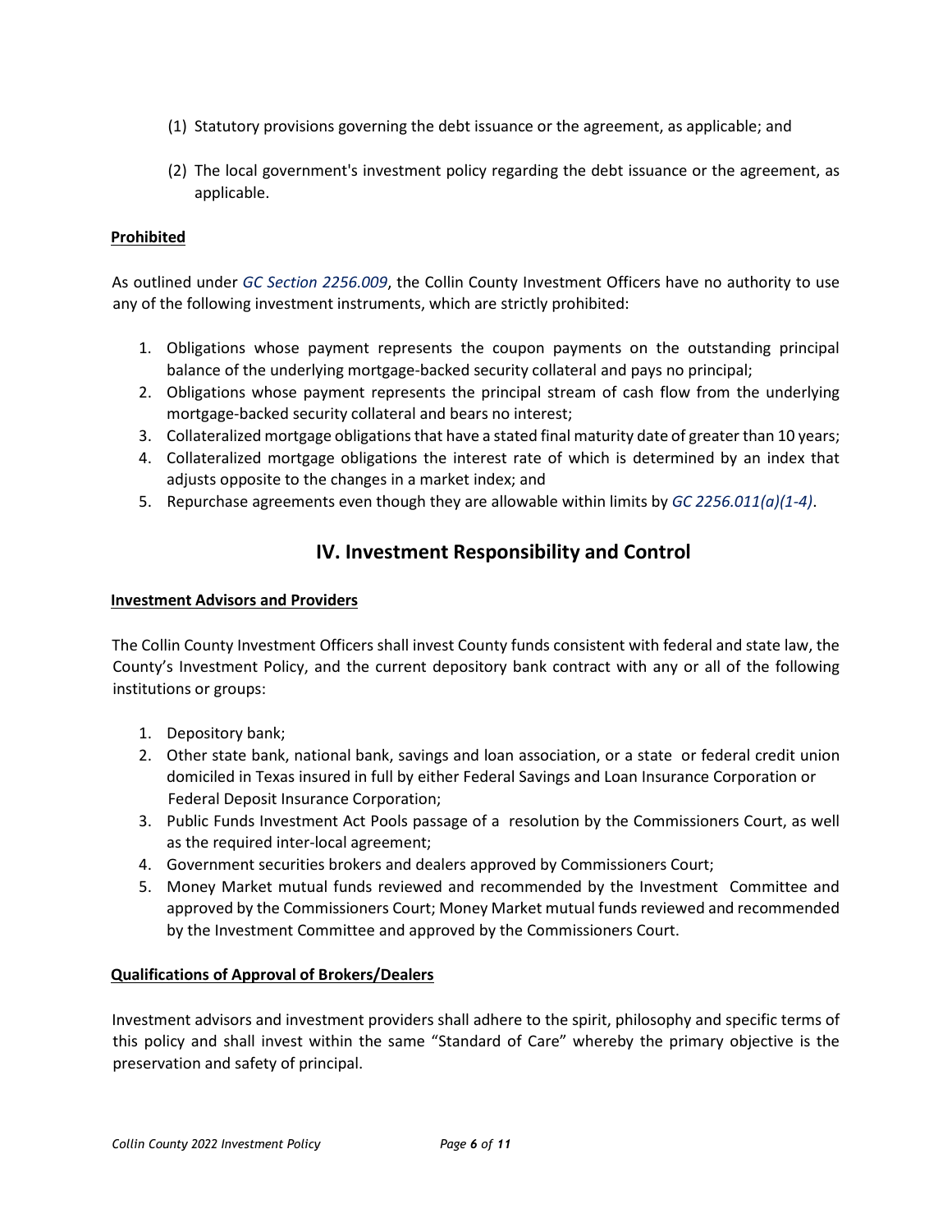(1) Statutory provisions governing the debt issuance or the agreement, as applicable; and

(2) The local government's investment policy regarding the debt issuance or the agreement, as applicable.

**Prohibited**

As outlined under *GC Section 2256.009*, the Collin County Investment Officers have no authority to use any of the following investment instruments, which are strictly prohibited:

1. Obligations whose payment represents the coupon payments on the outstanding principal balance of the underlying mortgage-backed security collateral and pays no principal;
2. Obligations whose payment represents the principal stream of cash flow from the underlying mortgage-backed security collateral and bears no interest;
3. Collateralized mortgage obligations that have a stated final maturity date of greater than 10 years;
4. Collateralized mortgage obligations the interest rate of which is determined by an index that adjusts opposite to the changes in a market index; and
5. Repurchase agreements even though they are allowable within limits by *GC 2256.011(a)(1-4)*.

## IV. Investment Responsibility and Control

**Investment Advisors and Providers**

The Collin County Investment Officers shall invest County funds consistent with federal and state law, the County's Investment Policy, and the current depository bank contract with any or all of the following institutions or groups:

1. Depository bank;
2. Other state bank, national bank, savings and loan association, or a state or federal credit union domiciled in Texas insured in full by either Federal Savings and Loan Insurance Corporation or Federal Deposit Insurance Corporation;
3. Public Funds Investment Act Pools passage of a resolution by the Commissioners Court, as well as the required inter-local agreement;
4. Government securities brokers and dealers approved by Commissioners Court;
5. Money Market mutual funds reviewed and recommended by the Investment Committee and approved by the Commissioners Court; Money Market mutual funds reviewed and recommended by the Investment Committee and approved by the Commissioners Court.

**Qualifications of Approval of Brokers/Dealers**

Investment advisors and investment providers shall adhere to the spirit, philosophy and specific terms of this policy and shall invest within the same "Standard of Care" whereby the primary objective is the preservation and safety of principal.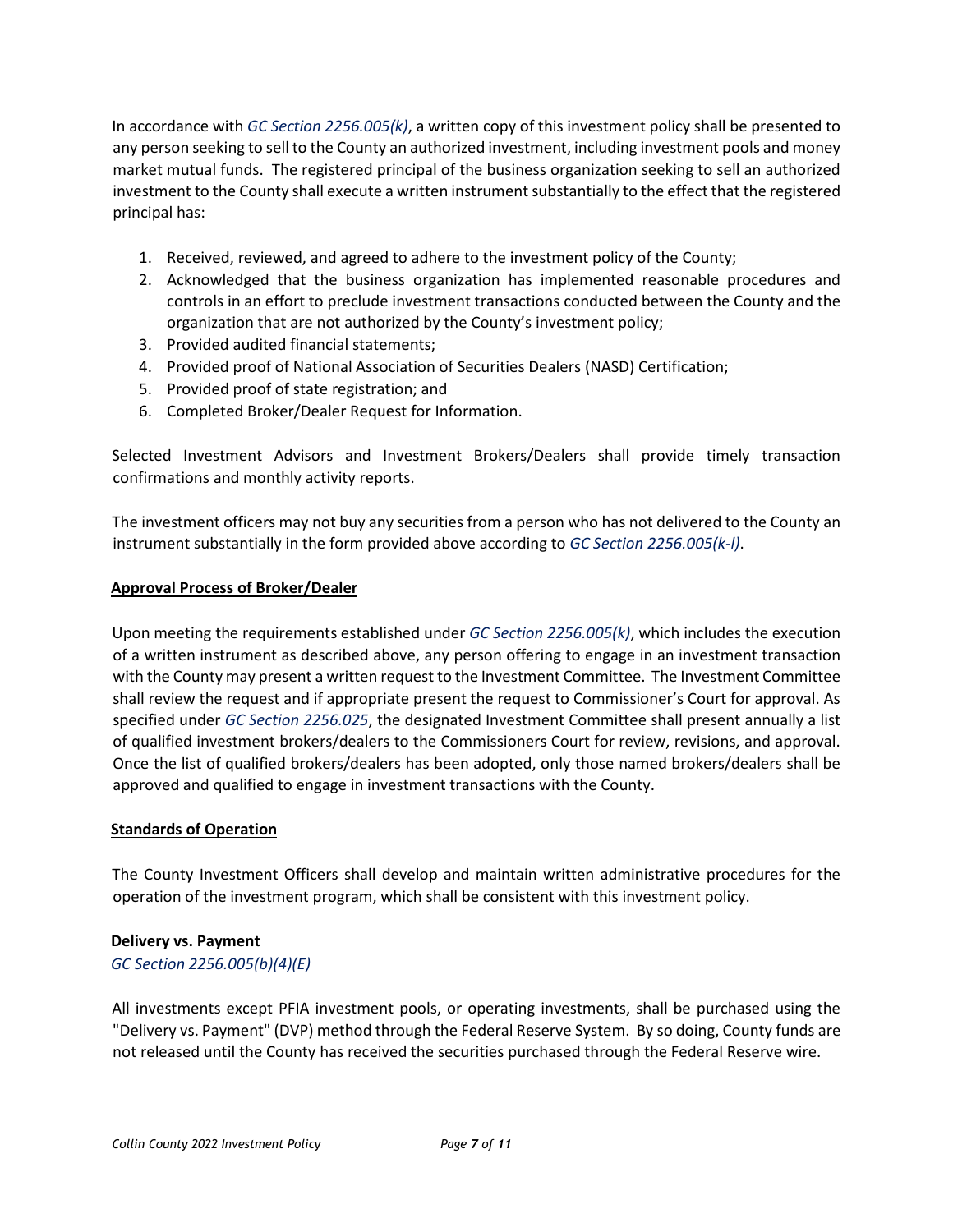In accordance with *GC Section 2256.005(k)*, a written copy of this investment policy shall be presented to any person seeking to sell to the County an authorized investment, including investment pools and money market mutual funds. The registered principal of the business organization seeking to sell an authorized investment to the County shall execute a written instrument substantially to the effect that the registered principal has:

1. Received, reviewed, and agreed to adhere to the investment policy of the County;
2. Acknowledged that the business organization has implemented reasonable procedures and controls in an effort to preclude investment transactions conducted between the County and the organization that are not authorized by the County's investment policy;
3. Provided audited financial statements;
4. Provided proof of National Association of Securities Dealers (NASD) Certification;
5. Provided proof of state registration; and
6. Completed Broker/Dealer Request for Information.

Selected Investment Advisors and Investment Brokers/Dealers shall provide timely transaction confirmations and monthly activity reports.

The investment officers may not buy any securities from a person who has not delivered to the County an instrument substantially in the form provided above according to *GC Section 2256.005(k-l)*.

**Approval Process of Broker/Dealer**

Upon meeting the requirements established under *GC Section 2256.005(k)*, which includes the execution of a written instrument as described above, any person offering to engage in an investment transaction with the County may present a written request to the Investment Committee. The Investment Committee shall review the request and if appropriate present the request to Commissioner's Court for approval. As specified under *GC Section 2256.025*, the designated Investment Committee shall present annually a list of qualified investment brokers/dealers to the Commissioners Court for review, revisions, and approval. Once the list of qualified brokers/dealers has been adopted, only those named brokers/dealers shall be approved and qualified to engage in investment transactions with the County.

**Standards of Operation**

The County Investment Officers shall develop and maintain written administrative procedures for the operation of the investment program, which shall be consistent with this investment policy.

**Delivery vs. Payment**
*GC Section 2256.005(b)(4)(E)*

All investments except PFIA investment pools, or operating investments, shall be purchased using the "Delivery vs. Payment" (DVP) method through the Federal Reserve System. By so doing, County funds are not released until the County has received the securities purchased through the Federal Reserve wire.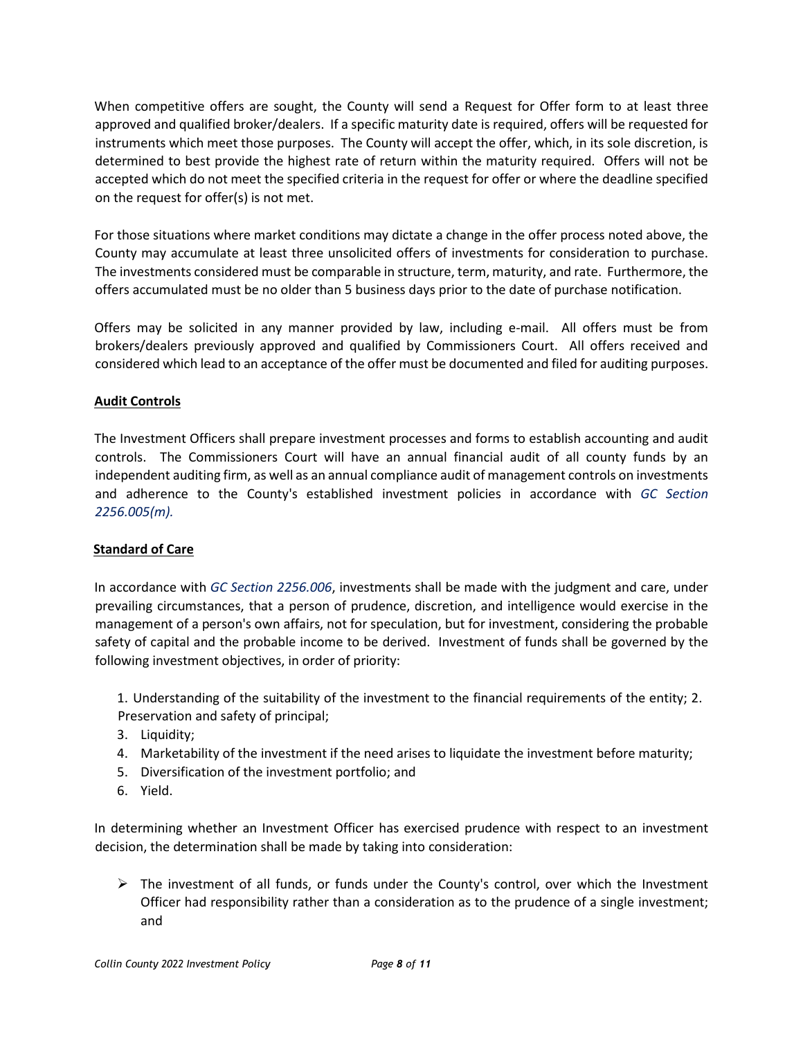When competitive offers are sought, the County will send a Request for Offer form to at least three approved and qualified broker/dealers. If a specific maturity date is required, offers will be requested for instruments which meet those purposes. The County will accept the offer, which, in its sole discretion, is determined to best provide the highest rate of return within the maturity required. Offers will not be accepted which do not meet the specified criteria in the request for offer or where the deadline specified on the request for offer(s) is not met.

For those situations where market conditions may dictate a change in the offer process noted above, the County may accumulate at least three unsolicited offers of investments for consideration to purchase. The investments considered must be comparable in structure, term, maturity, and rate. Furthermore, the offers accumulated must be no older than 5 business days prior to the date of purchase notification.

Offers may be solicited in any manner provided by law, including e-mail. All offers must be from brokers/dealers previously approved and qualified by Commissioners Court. All offers received and considered which lead to an acceptance of the offer must be documented and filed for auditing purposes.

**Audit Controls**

The Investment Officers shall prepare investment processes and forms to establish accounting and audit controls. The Commissioners Court will have an annual financial audit of all county funds by an independent auditing firm, as well as an annual compliance audit of management controls on investments and adherence to the County's established investment policies in accordance with *GC Section 2256.005(m).*

**Standard of Care**

In accordance with *GC Section 2256.006*, investments shall be made with the judgment and care, under prevailing circumstances, that a person of prudence, discretion, and intelligence would exercise in the management of a person's own affairs, not for speculation, but for investment, considering the probable safety of capital and the probable income to be derived. Investment of funds shall be governed by the following investment objectives, in order of priority:

1. Understanding of the suitability of the investment to the financial requirements of the entity;
2. Preservation and safety of principal;
3. Liquidity;
4. Marketability of the investment if the need arises to liquidate the investment before maturity;
5. Diversification of the investment portfolio; and
6. Yield.

In determining whether an Investment Officer has exercised prudence with respect to an investment decision, the determination shall be made by taking into consideration:

- The investment of all funds, or funds under the County's control, over which the Investment Officer had responsibility rather than a consideration as to the prudence of a single investment; and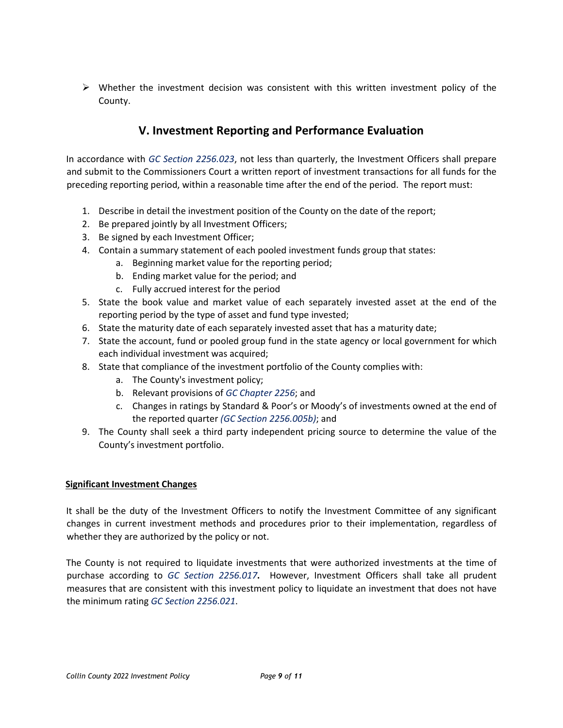- Whether the investment decision was consistent with this written investment policy of the County.

## V. Investment Reporting and Performance Evaluation

In accordance with *GC Section 2256.023*, not less than quarterly, the Investment Officers shall prepare and submit to the Commissioners Court a written report of investment transactions for all funds for the preceding reporting period, within a reasonable time after the end of the period. The report must:

1. Describe in detail the investment position of the County on the date of the report;
2. Be prepared jointly by all Investment Officers;
3. Be signed by each Investment Officer;
4. Contain a summary statement of each pooled investment funds group that states:
   a. Beginning market value for the reporting period;
   b. Ending market value for the period; and
   c. Fully accrued interest for the period
5. State the book value and market value of each separately invested asset at the end of the reporting period by the type of asset and fund type invested;
6. State the maturity date of each separately invested asset that has a maturity date;
7. State the account, fund or pooled group fund in the state agency or local government for which each individual investment was acquired;
8. State that compliance of the investment portfolio of the County complies with:
   a. The County's investment policy;
   b. Relevant provisions of *GC Chapter 2256*; and
   c. Changes in ratings by Standard & Poor's or Moody's of investments owned at the end of the reported quarter *(GC Section 2256.005b)*; and
9. The County shall seek a third party independent pricing source to determine the value of the County's investment portfolio.

**Significant Investment Changes**

It shall be the duty of the Investment Officers to notify the Investment Committee of any significant changes in current investment methods and procedures prior to their implementation, regardless of whether they are authorized by the policy or not.

The County is not required to liquidate investments that were authorized investments at the time of purchase according to *GC Section 2256.017***.** However, Investment Officers shall take all prudent measures that are consistent with this investment policy to liquidate an investment that does not have the minimum rating *GC Section 2256.021*.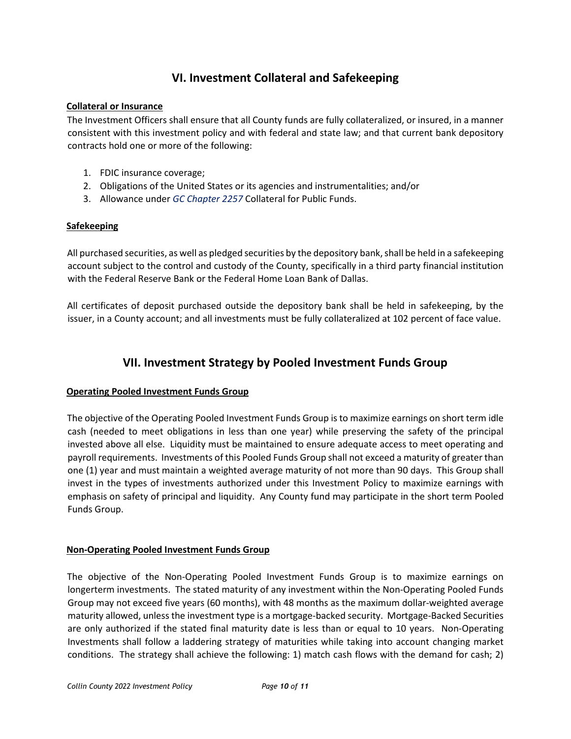## VI. Investment Collateral and Safekeeping

**Collateral or Insurance**

The Investment Officers shall ensure that all County funds are fully collateralized, or insured, in a manner consistent with this investment policy and with federal and state law; and that current bank depository contracts hold one or more of the following:

1. FDIC insurance coverage;
2. Obligations of the United States or its agencies and instrumentalities; and/or
3. Allowance under *GC Chapter 2257* Collateral for Public Funds.

**Safekeeping**

All purchased securities, as well as pledged securities by the depository bank, shall be held in a safekeeping account subject to the control and custody of the County, specifically in a third party financial institution with the Federal Reserve Bank or the Federal Home Loan Bank of Dallas.

All certificates of deposit purchased outside the depository bank shall be held in safekeeping, by the issuer, in a County account; and all investments must be fully collateralized at 102 percent of face value.

## VII. Investment Strategy by Pooled Investment Funds Group

**Operating Pooled Investment Funds Group**

The objective of the Operating Pooled Investment Funds Group is to maximize earnings on short term idle cash (needed to meet obligations in less than one year) while preserving the safety of the principal invested above all else. Liquidity must be maintained to ensure adequate access to meet operating and payroll requirements. Investments of this Pooled Funds Group shall not exceed a maturity of greater than one (1) year and must maintain a weighted average maturity of not more than 90 days. This Group shall invest in the types of investments authorized under this Investment Policy to maximize earnings with emphasis on safety of principal and liquidity. Any County fund may participate in the short term Pooled Funds Group.

**Non-Operating Pooled Investment Funds Group**

The objective of the Non-Operating Pooled Investment Funds Group is to maximize earnings on longerterm investments. The stated maturity of any investment within the Non-Operating Pooled Funds Group may not exceed five years (60 months), with 48 months as the maximum dollar-weighted average maturity allowed, unless the investment type is a mortgage-backed security. Mortgage-Backed Securities are only authorized if the stated final maturity date is less than or equal to 10 years. Non-Operating Investments shall follow a laddering strategy of maturities while taking into account changing market conditions. The strategy shall achieve the following: 1) match cash flows with the demand for cash; 2)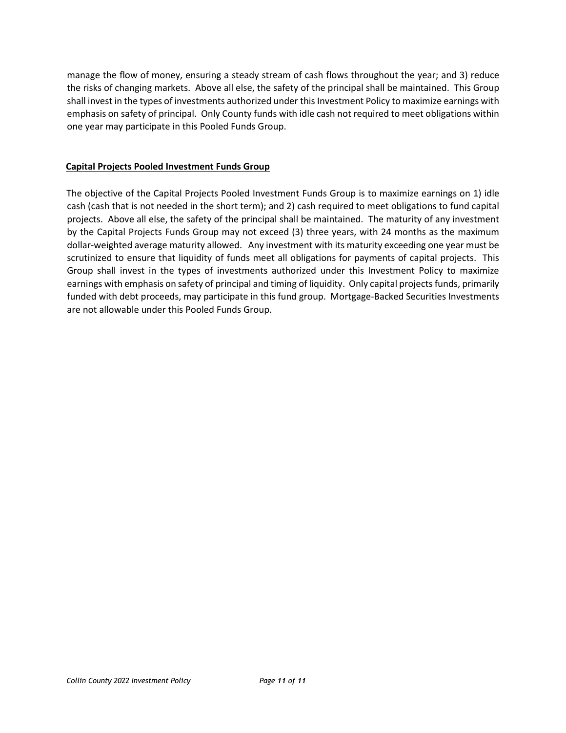manage the flow of money, ensuring a steady stream of cash flows throughout the year; and 3) reduce the risks of changing markets. Above all else, the safety of the principal shall be maintained. This Group shall invest in the types of investments authorized under this Investment Policy to maximize earnings with emphasis on safety of principal. Only County funds with idle cash not required to meet obligations within one year may participate in this Pooled Funds Group.

**Capital Projects Pooled Investment Funds Group**

The objective of the Capital Projects Pooled Investment Funds Group is to maximize earnings on 1) idle cash (cash that is not needed in the short term); and 2) cash required to meet obligations to fund capital projects. Above all else, the safety of the principal shall be maintained. The maturity of any investment by the Capital Projects Funds Group may not exceed (3) three years, with 24 months as the maximum dollar-weighted average maturity allowed. Any investment with its maturity exceeding one year must be scrutinized to ensure that liquidity of funds meet all obligations for payments of capital projects. This Group shall invest in the types of investments authorized under this Investment Policy to maximize earnings with emphasis on safety of principal and timing of liquidity. Only capital projects funds, primarily funded with debt proceeds, may participate in this fund group. Mortgage-Backed Securities Investments are not allowable under this Pooled Funds Group.